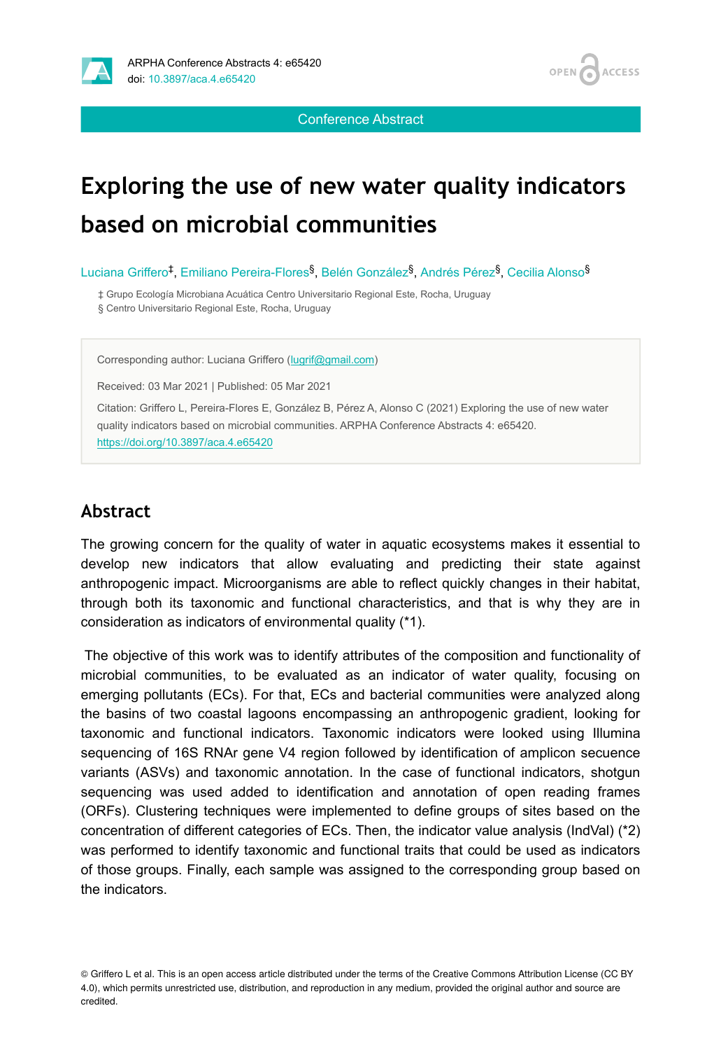Conference Abstract

# Exploring the use of new water quality indicators based on microbial communities

Luciana Griffero[‡], Emiliano Pereira-Flores[§], Belén González[§], Andrés Pérez[§], Cecilia Alonso[§]

‡ Grupo Ecología Microbiana Acuática Centro Universitario Regional Este, Rocha, Uruguay
§ Centro Universitario Regional Este, Rocha, Uruguay

Corresponding author: Luciana Griffero (lugrif@gmail.com)

Received: 03 Mar 2021 | Published: 05 Mar 2021

Citation: Griffero L, Pereira-Flores E, González B, Pérez A, Alonso C (2021) Exploring the use of new water quality indicators based on microbial communities. ARPHA Conference Abstracts 4: e65420. https://doi.org/10.3897/aca.4.e65420

## Abstract

The growing concern for the quality of water in aquatic ecosystems makes it essential to develop new indicators that allow evaluating and predicting their state against anthropogenic impact. Microorganisms are able to reflect quickly changes in their habitat, through both its taxonomic and functional characteristics, and that is why they are in consideration as indicators of environmental quality (*1).

The objective of this work was to identify attributes of the composition and functionality of microbial communities, to be evaluated as an indicator of water quality, focusing on emerging pollutants (ECs). For that, ECs and bacterial communities were analyzed along the basins of two coastal lagoons encompassing an anthropogenic gradient, looking for taxonomic and functional indicators. Taxonomic indicators were looked using Illumina sequencing of 16S RNAr gene V4 region followed by identification of amplicon secuence variants (ASVs) and taxonomic annotation. In the case of functional indicators, shotgun sequencing was used added to identification and annotation of open reading frames (ORFs). Clustering techniques were implemented to define groups of sites based on the concentration of different categories of ECs. Then, the indicator value analysis (IndVal) (*2) was performed to identify taxonomic and functional traits that could be used as indicators of those groups. Finally, each sample was assigned to the corresponding group based on the indicators.

© Griffero L et al. This is an open access article distributed under the terms of the Creative Commons Attribution License (CC BY 4.0), which permits unrestricted use, distribution, and reproduction in any medium, provided the original author and source are credited.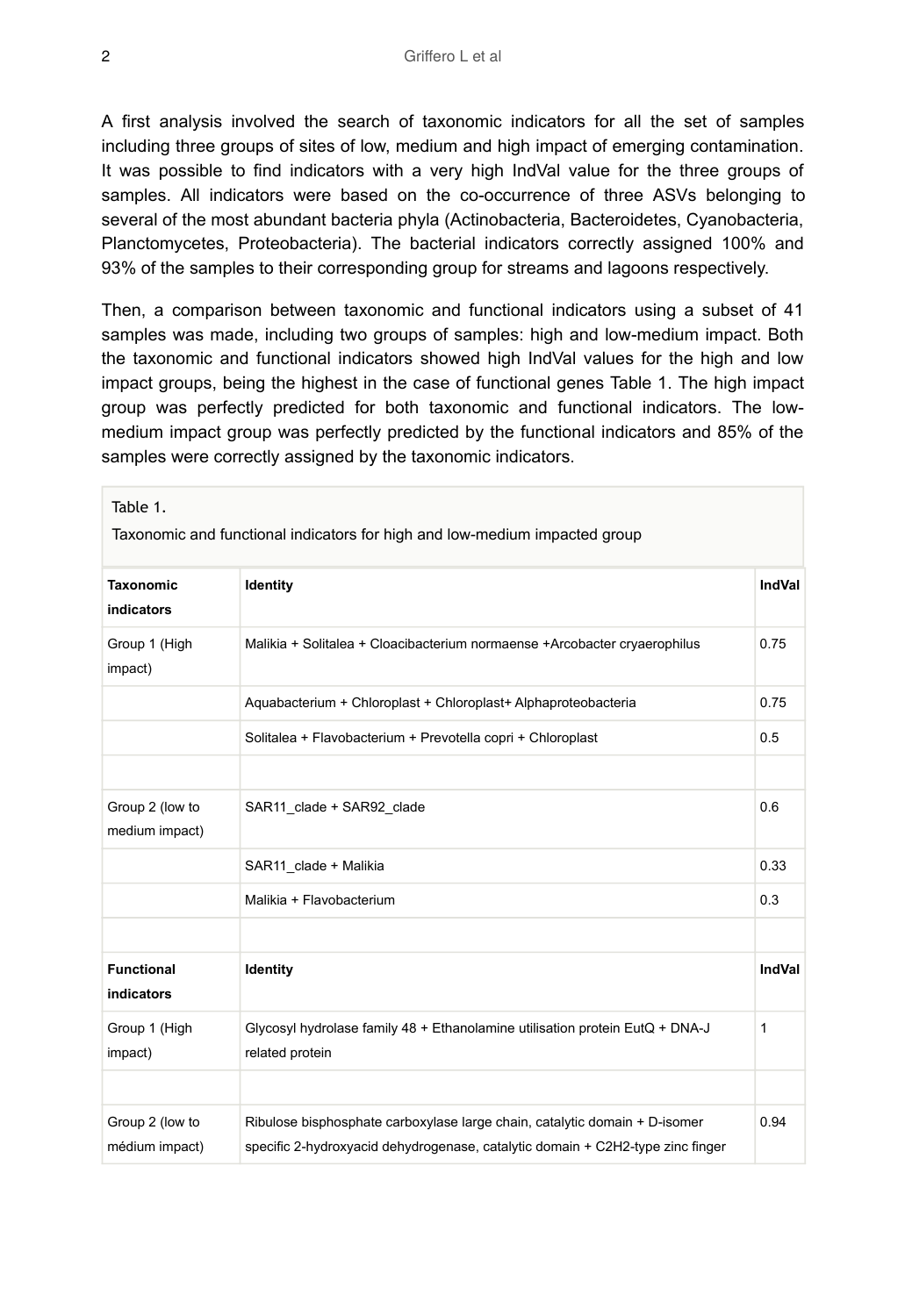A first analysis involved the search of taxonomic indicators for all the set of samples including three groups of sites of low, medium and high impact of emerging contamination. It was possible to find indicators with a very high IndVal value for the three groups of samples. All indicators were based on the co-occurrence of three ASVs belonging to several of the most abundant bacteria phyla (Actinobacteria, Bacteroidetes, Cyanobacteria, Planctomycetes, Proteobacteria). The bacterial indicators correctly assigned 100% and 93% of the samples to their corresponding group for streams and lagoons respectively.

Then, a comparison between taxonomic and functional indicators using a subset of 41 samples was made, including two groups of samples: high and low-medium impact. Both the taxonomic and functional indicators showed high IndVal values for the high and low impact groups, being the highest in the case of functional genes Table 1. The high impact group was perfectly predicted for both taxonomic and functional indicators. The low-medium impact group was perfectly predicted by the functional indicators and 85% of the samples were correctly assigned by the taxonomic indicators.

Table 1.

Taxonomic and functional indicators for high and low-medium impacted group

| **Taxonomic indicators** | **Identity** | **IndVal** |
|---|---|---|
| Group 1 (High impact) | Malikia + Solitalea + Cloacibacterium normaense +Arcobacter cryaerophilus | 0.75 |
| | Aquabacterium + Chloroplast + Chloroplast+ Alphaproteobacteria | 0.75 |
| | Solitalea + Flavobacterium + Prevotella copri + Chloroplast | 0.5 |
| | | |
| Group 2 (low to medium impact) | SAR11_clade + SAR92_clade | 0.6 |
| | SAR11_clade + Malikia | 0.33 |
| | Malikia + Flavobacterium | 0.3 |
| | | |
| **Functional indicators** | **Identity** | **IndVal** |
| Group 1 (High impact) | Glycosyl hydrolase family 48 + Ethanolamine utilisation protein EutQ + DNA-J related protein | 1 |
| | | |
| Group 2 (low to médium impact) | Ribulose bisphosphate carboxylase large chain, catalytic domain + D-isomer specific 2-hydroxyacid dehydrogenase, catalytic domain + C2H2-type zinc finger | 0.94 |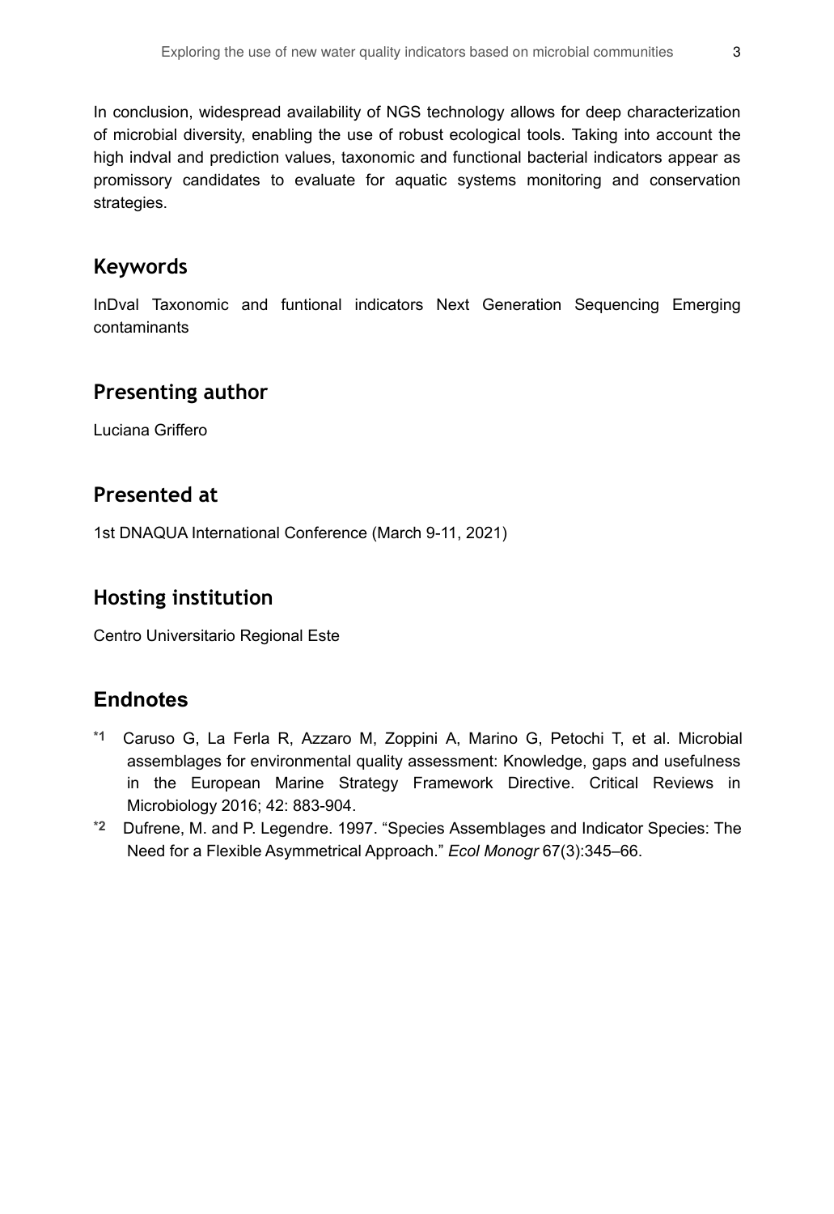In conclusion, widespread availability of NGS technology allows for deep characterization of microbial diversity, enabling the use of robust ecological tools. Taking into account the high indval and prediction values, taxonomic and functional bacterial indicators appear as promissory candidates to evaluate for aquatic systems monitoring and conservation strategies.

## Keywords

InDval Taxonomic and funtional indicators Next Generation Sequencing Emerging contaminants

## Presenting author

Luciana Griffero

## Presented at

1st DNAQUA International Conference (March 9-11, 2021)

## Hosting institution

Centro Universitario Regional Este

## Endnotes

- [*1] Caruso G, La Ferla R, Azzaro M, Zoppini A, Marino G, Petochi T, et al. Microbial assemblages for environmental quality assessment: Knowledge, gaps and usefulness in the European Marine Strategy Framework Directive. Critical Reviews in Microbiology 2016; 42: 883-904.
- [*2] Dufrene, M. and P. Legendre. 1997. “Species Assemblages and Indicator Species: The Need for a Flexible Asymmetrical Approach.” *Ecol Monogr* 67(3):345–66.